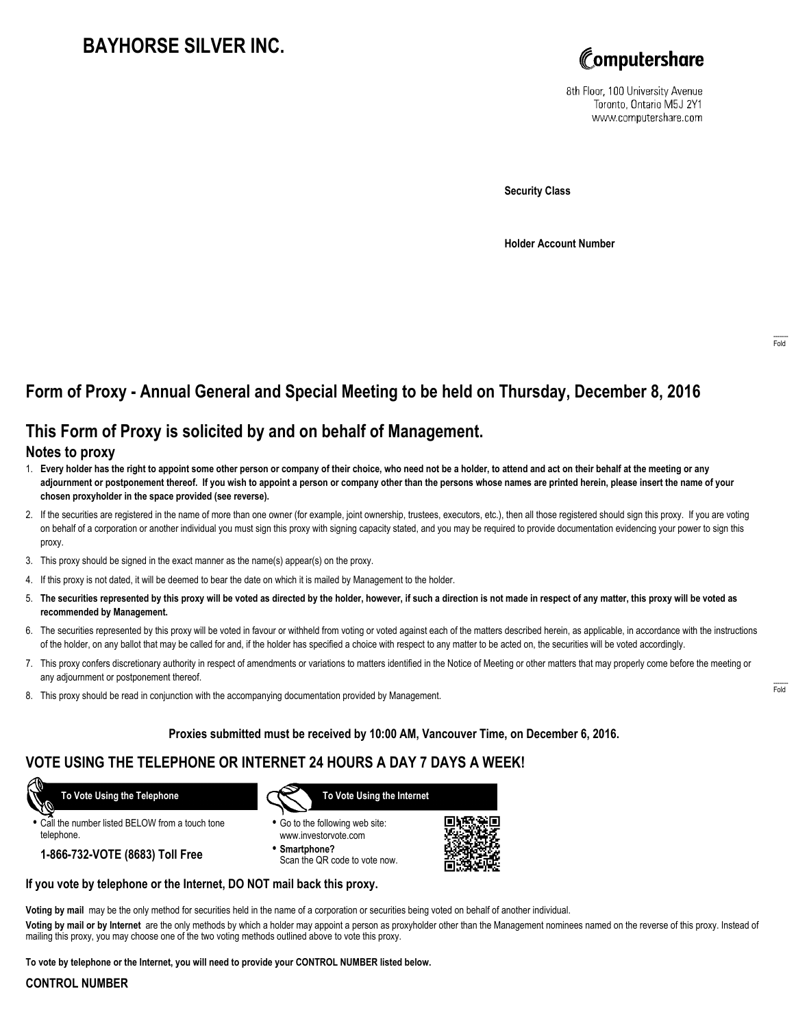# BAYHORSE SILVER INC.

Computershare

8th Floor, 100 University Avenue
Toronto, Ontario M5J 2Y1
www.computershare.com

**Security Class**

**Holder Account Number**

## Form of Proxy - Annual General and Special Meeting to be held on Thursday, December 8, 2016

## This Form of Proxy is solicited by and on behalf of Management.

### Notes to proxy

1. **Every holder has the right to appoint some other person or company of their choice, who need not be a holder, to attend and act on their behalf at the meeting or any adjournment or postponement thereof. If you wish to appoint a person or company other than the persons whose names are printed herein, please insert the name of your chosen proxyholder in the space provided (see reverse).**
2. If the securities are registered in the name of more than one owner (for example, joint ownership, trustees, executors, etc.), then all those registered should sign this proxy. If you are voting on behalf of a corporation or another individual you must sign this proxy with signing capacity stated, and you may be required to provide documentation evidencing your power to sign this proxy.
3. This proxy should be signed in the exact manner as the name(s) appear(s) on the proxy.
4. If this proxy is not dated, it will be deemed to bear the date on which it is mailed by Management to the holder.
5. **The securities represented by this proxy will be voted as directed by the holder, however, if such a direction is not made in respect of any matter, this proxy will be voted as recommended by Management.**
6. The securities represented by this proxy will be voted in favour or withheld from voting or voted against each of the matters described herein, as applicable, in accordance with the instructions of the holder, on any ballot that may be called for and, if the holder has specified a choice with respect to any matter to be acted on, the securities will be voted accordingly.
7. This proxy confers discretionary authority in respect of amendments or variations to matters identified in the Notice of Meeting or other matters that may properly come before the meeting or any adjournment or postponement thereof.
8. This proxy should be read in conjunction with the accompanying documentation provided by Management.

**Proxies submitted must be received by 10:00 AM, Vancouver Time, on December 6, 2016.**

## VOTE USING THE TELEPHONE OR INTERNET 24 HOURS A DAY 7 DAYS A WEEK!

**To Vote Using the Telephone**

- Call the number listed BELOW from a touch tone telephone.

**1-866-732-VOTE (8683) Toll Free**

**To Vote Using the Internet**

- Go to the following web site: www.investorvote.com
- **Smartphone?** Scan the QR code to vote now.

**If you vote by telephone or the Internet, DO NOT mail back this proxy.**

**Voting by mail** may be the only method for securities held in the name of a corporation or securities being voted on behalf of another individual.

**Voting by mail or by Internet** are the only methods by which a holder may appoint a person as proxyholder other than the Management nominees named on the reverse of this proxy. Instead of mailing this proxy, you may choose one of the two voting methods outlined above to vote this proxy.

**To vote by telephone or the Internet, you will need to provide your CONTROL NUMBER listed below.**

**CONTROL NUMBER**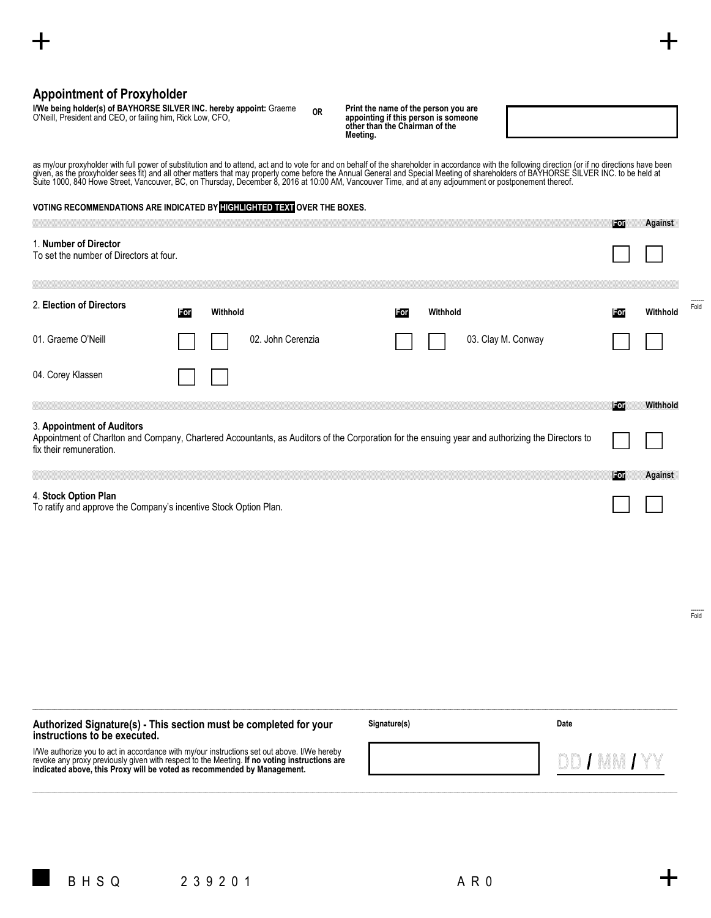## Appointment of Proxyholder

**I/We being holder(s) of BAYHORSE SILVER INC. hereby appoint:** Graeme O'Neill, President and CEO, or failing him, Rick Low, CFO,

**OR**

**Print the name of the person you are appointing if this person is someone other than the Chairman of the Meeting.**

as my/our proxyholder with full power of substitution and to attend, act and to vote for and on behalf of the shareholder in accordance with the following direction (or if no directions have been given, as the proxyholder sees fit) and all other matters that may properly come before the Annual General and Special Meeting of shareholders of BAYHORSE SILVER INC. to be held at Suite 1000, 840 Howe Street, Vancouver, BC, on Thursday, December 8, 2016 at 10:00 AM, Vancouver Time, and at any adjournment or postponement thereof.

**VOTING RECOMMENDATIONS ARE INDICATED BY HIGHLIGHTED TEXT OVER THE BOXES.**

| | For | Against |
|---|---|---|
| 1. **Number of Director**<br>To set the number of Directors at four. | ☐ | ☐ |

| 2. **Election of Directors** | For | Withhold | | For | Withhold | | For | Withhold |
|---|---|---|---|---|---|---|---|---|
| 01. Graeme O'Neill | ☐ | ☐ | 02. John Cerenzia | ☐ | ☐ | 03. Clay M. Conway | ☐ | ☐ |
| 04. Corey Klassen | ☐ | ☐ | | | | | | |

| | For | Withhold |
|---|---|---|
| 3. **Appointment of Auditors**<br>Appointment of Charlton and Company, Chartered Accountants, as Auditors of the Corporation for the ensuing year and authorizing the Directors to fix their remuneration. | ☐ | ☐ |

| | For | Against |
|---|---|---|
| 4. **Stock Option Plan**<br>To ratify and approve the Company's incentive Stock Option Plan. | ☐ | ☐ |

**Authorized Signature(s) - This section must be completed for your instructions to be executed.**

I/We authorize you to act in accordance with my/our instructions set out above. I/We hereby revoke any proxy previously given with respect to the Meeting. **If no voting instructions are indicated above, this Proxy will be voted as recommended by Management.**

Signature(s)

Date

DD / MM / YY

B H S Q 2 3 9 2 0 1 A R 0